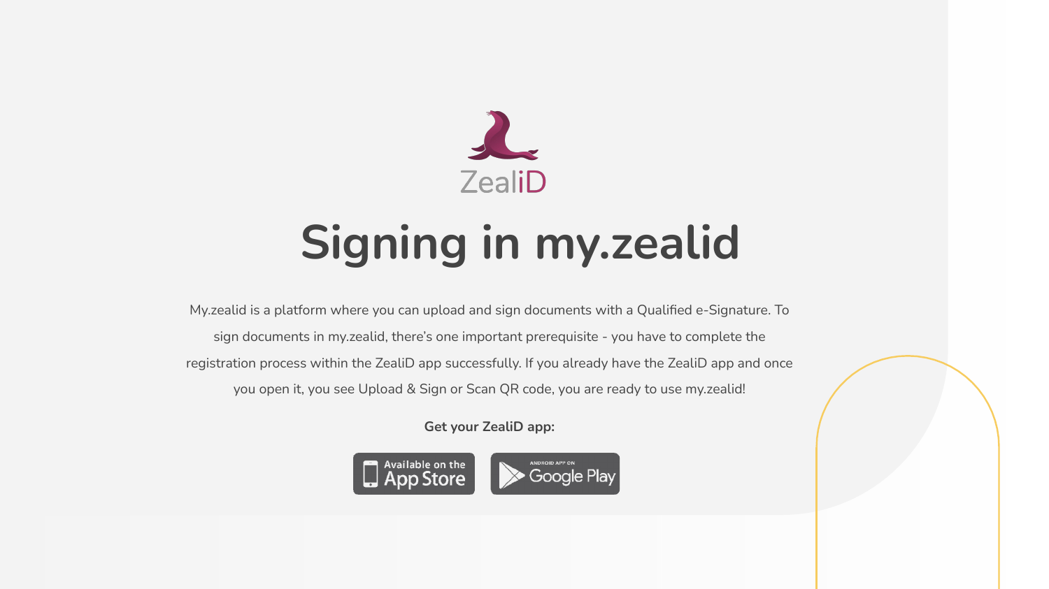ZealiD

# Signing in my.zealid

My.zealid is a platform where you can upload and sign documents with a Qualified e-Signature. To sign documents in my.zealid, there's one important prerequisite - you have to complete the registration process within the ZealiD app successfully. If you already have the ZealiD app and once you open it, you see Upload & Sign or Scan QR code, you are ready to use my.zealid!

**Get your ZealiD app:**

Available on the App Store

Android App on Google Play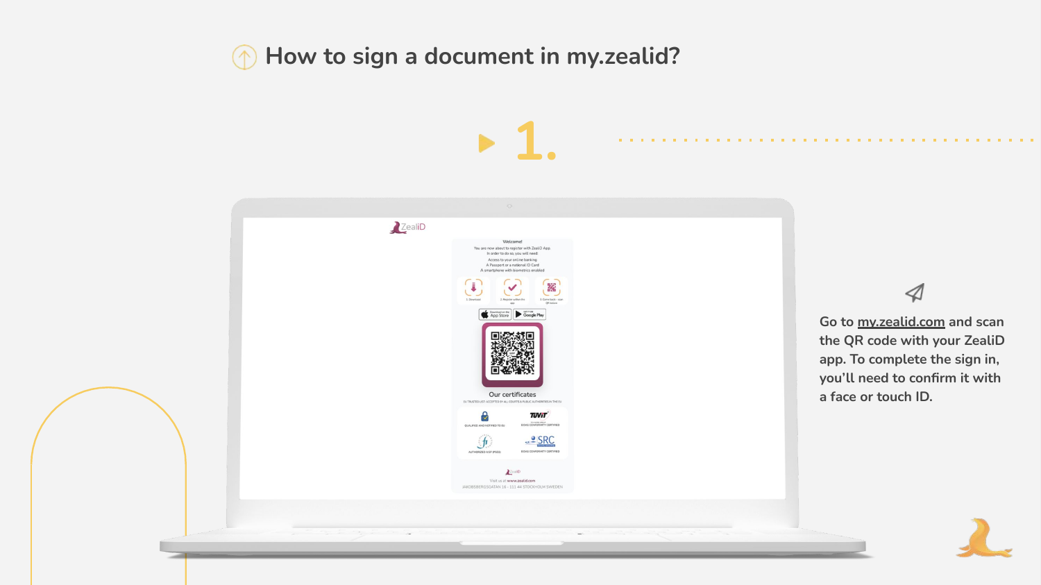# How to sign a document in my.zealid?

## 1.

Go to my.zealid.com and scan the QR code with your ZealiD app. To complete the sign in, you'll need to confirm it with a face or touch ID.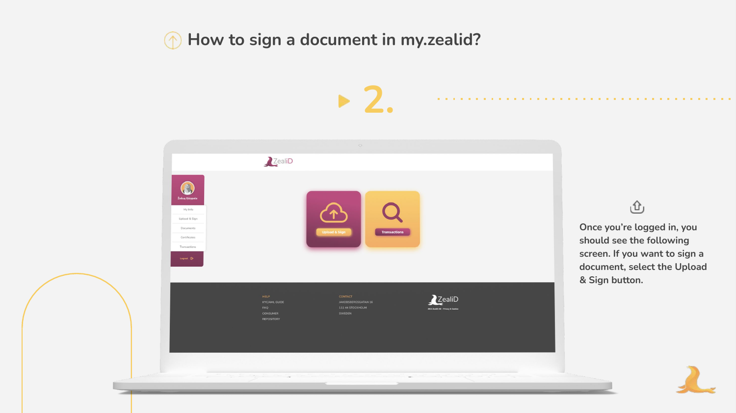# How to sign a document in my.zealid?

## 2.

Once you're logged in, you should see the following screen. If you want to sign a document, select the Upload & Sign button.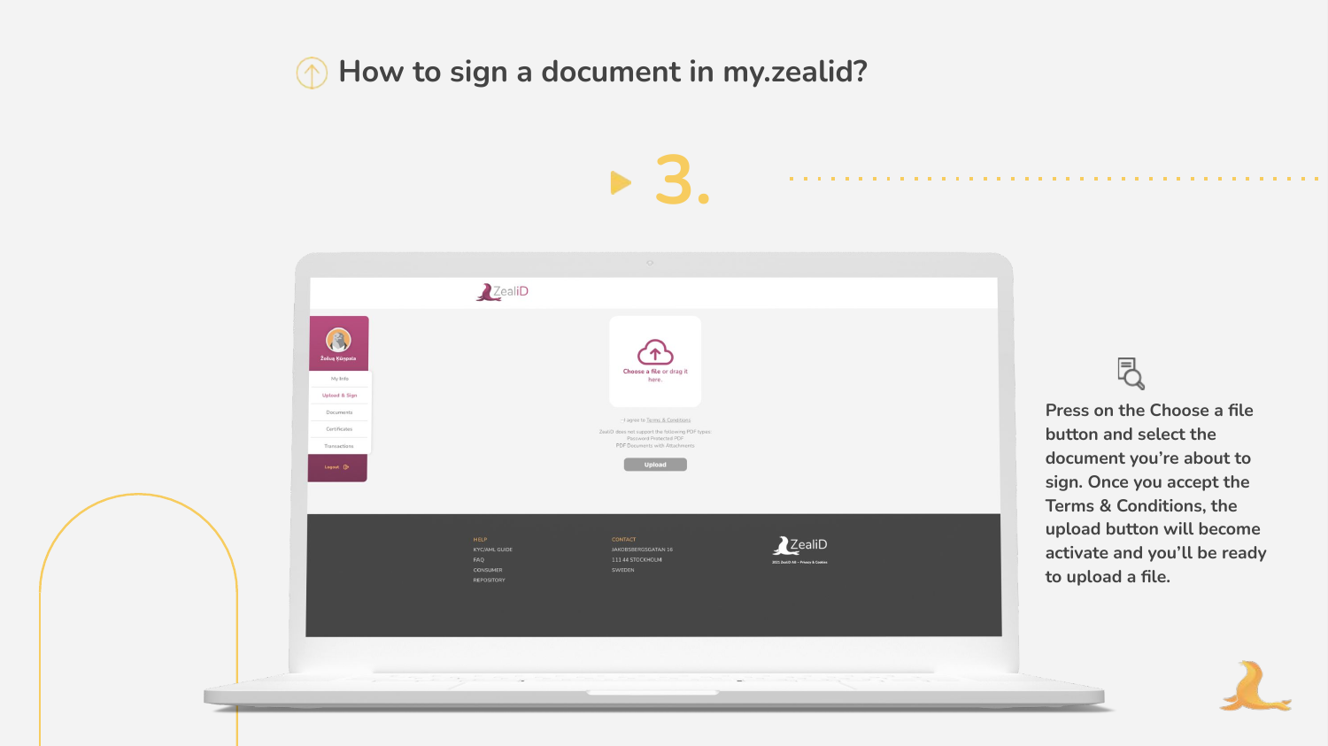# How to sign a document in my.zealid?

## 3.

Press on the Choose a file button and select the document you're about to sign. Once you accept the Terms & Conditions, the upload button will become activate and you'll be ready to upload a file.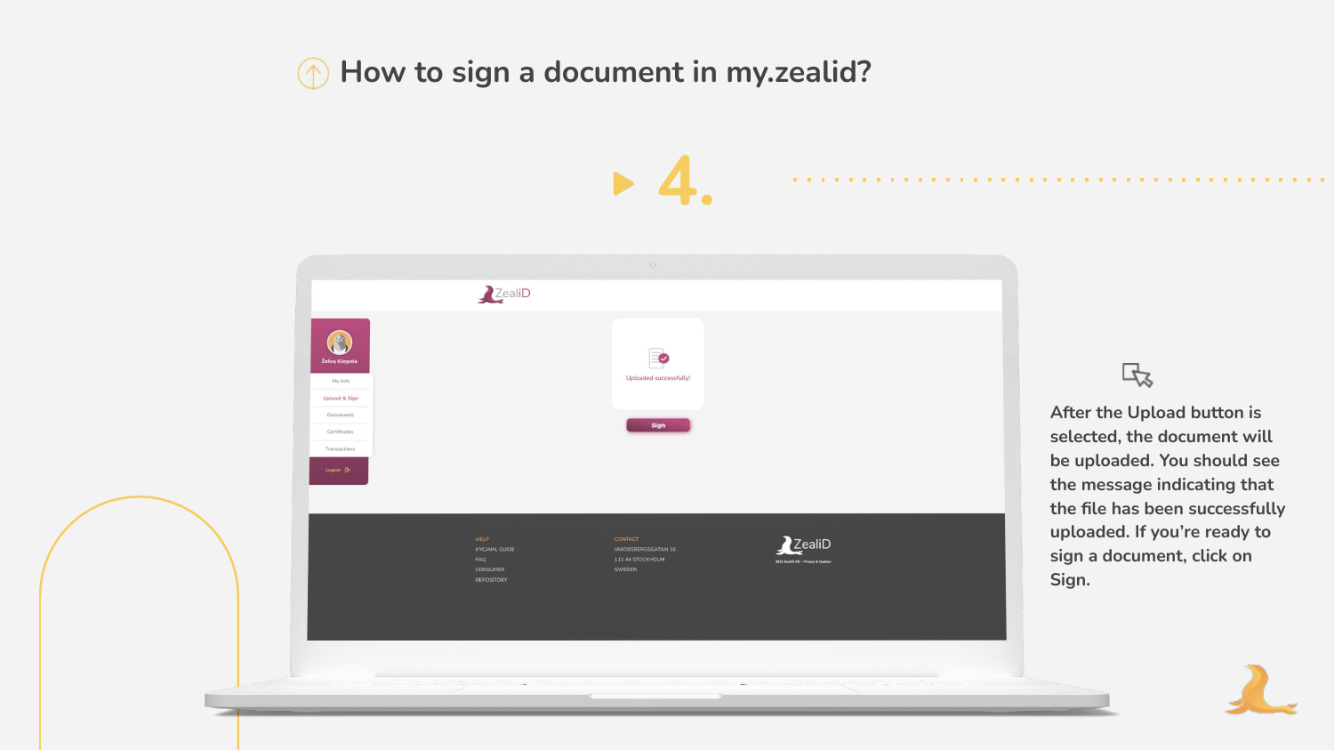# How to sign a document in my.zealid?

## 4.

After the Upload button is selected, the document will be uploaded. You should see the message indicating that the file has been successfully uploaded. If you're ready to sign a document, click on Sign.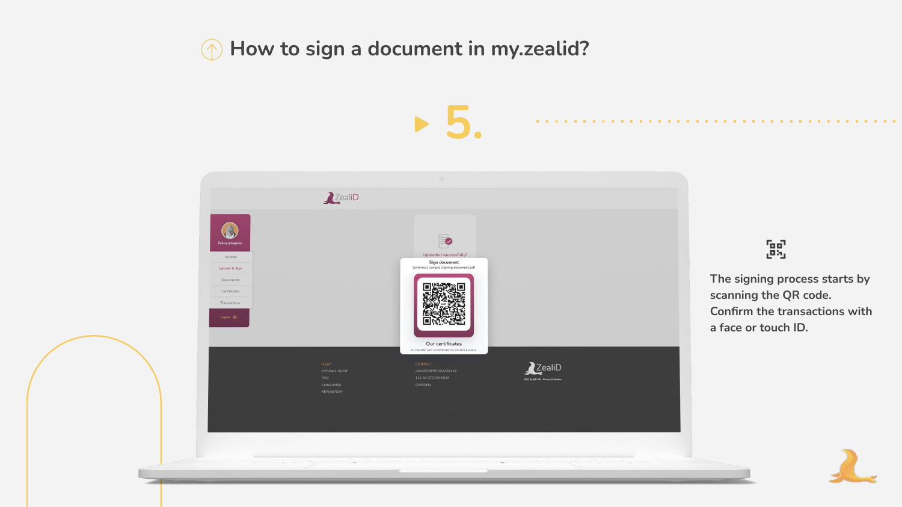# How to sign a document in my.zealid?

## 5.

The signing process starts by scanning the QR code. Confirm the transactions with a face or touch ID.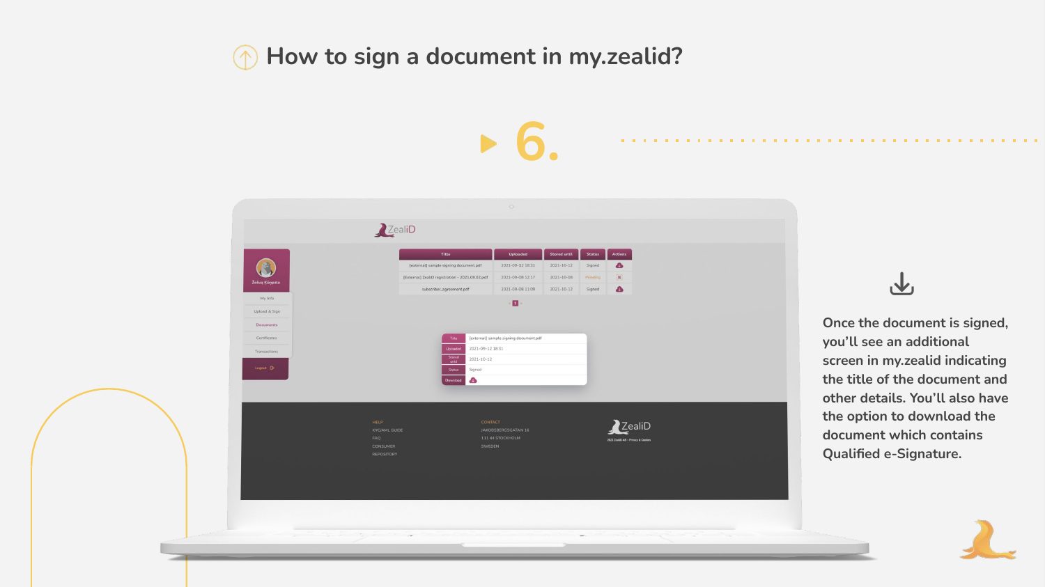# How to sign a document in my.zealid?

6.

Once the document is signed, you'll see an additional screen in my.zealid indicating the title of the document and other details. You'll also have the option to download the document which contains Qualified e-Signature.